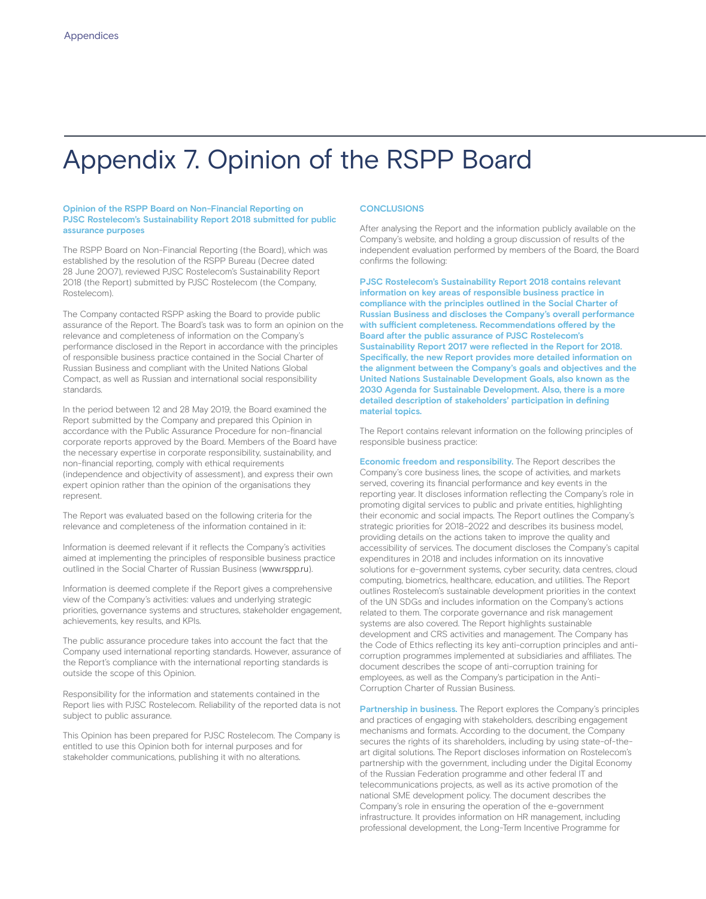# Appendix 7. Opinion of the RSPP Board

**Opinion of the RSPP Board on Non-Financial Reporting on PJSC Rostelecom's Sustainability Report 2018 submitted for public assurance purposes**

The RSPP Board on Non-Financial Reporting (the Board), which was established by the resolution of the RSPP Bureau (Decree dated 28 June 2007), reviewed PJSC Rostelecom's Sustainability Report 2018 (the Report) submitted by PJSC Rostelecom (the Company, Rostelecom).

The Company contacted RSPP asking the Board to provide public assurance of the Report. The Board's task was to form an opinion on the relevance and completeness of information on the Company's performance disclosed in the Report in accordance with the principles of responsible business practice contained in the Social Charter of Russian Business and compliant with the United Nations Global Compact, as well as Russian and international social responsibility standards.

In the period between 12 and 28 May 2019, the Board examined the Report submitted by the Company and prepared this Opinion in accordance with the Public Assurance Procedure for non-financial corporate reports approved by the Board. Members of the Board have the necessary expertise in corporate responsibility, sustainability, and non-financial reporting, comply with ethical requirements (independence and objectivity of assessment), and express their own expert opinion rather than the opinion of the organisations they represent.

The Report was evaluated based on the following criteria for the relevance and completeness of the information contained in it:

Information is deemed relevant if it reflects the Company's activities aimed at implementing the principles of responsible business practice outlined in the Social Charter of Russian Business (www.rspp.ru).

Information is deemed complete if the Report gives a comprehensive view of the Company's activities: values and underlying strategic priorities, governance systems and structures, stakeholder engagement, achievements, key results, and KPIs.

The public assurance procedure takes into account the fact that the Company used international reporting standards. However, assurance of the Report's compliance with the international reporting standards is outside the scope of this Opinion.

Responsibility for the information and statements contained in the Report lies with PJSC Rostelecom. Reliability of the reported data is not subject to public assurance.

This Opinion has been prepared for PJSC Rostelecom. The Company is entitled to use this Opinion both for internal purposes and for stakeholder communications, publishing it with no alterations.

**CONCLUSIONS**

After analysing the Report and the information publicly available on the Company's website, and holding a group discussion of results of the independent evaluation performed by members of the Board, the Board confirms the following:

**PJSC Rostelecom's Sustainability Report 2018 contains relevant information on key areas of responsible business practice in compliance with the principles outlined in the Social Charter of Russian Business and discloses the Company's overall performance with sufficient completeness. Recommendations offered by the Board after the public assurance of PJSC Rostelecom's Sustainability Report 2017 were reflected in the Report for 2018. Specifically, the new Report provides more detailed information on the alignment between the Company's goals and objectives and the United Nations Sustainable Development Goals, also known as the 2030 Agenda for Sustainable Development. Also, there is a more detailed description of stakeholders' participation in defining material topics.**

The Report contains relevant information on the following principles of responsible business practice:

**Economic freedom and responsibility.** The Report describes the Company's core business lines, the scope of activities, and markets served, covering its financial performance and key events in the reporting year. It discloses information reflecting the Company's role in promoting digital services to public and private entities, highlighting their economic and social impacts. The Report outlines the Company's strategic priorities for 2018–2022 and describes its business model, providing details on the actions taken to improve the quality and accessibility of services. The document discloses the Company's capital expenditures in 2018 and includes information on its innovative solutions for e-government systems, cyber security, data centres, cloud computing, biometrics, healthcare, education, and utilities. The Report outlines Rostelecom's sustainable development priorities in the context of the UN SDGs and includes information on the Company's actions related to them. The corporate governance and risk management systems are also covered. The Report highlights sustainable development and CRS activities and management. The Company has the Code of Ethics reflecting its key anti-corruption principles and anti-corruption programmes implemented at subsidiaries and affiliates. The document describes the scope of anti-corruption training for employees, as well as the Company's participation in the Anti-Corruption Charter of Russian Business.

**Partnership in business.** The Report explores the Company's principles and practices of engaging with stakeholders, describing engagement mechanisms and formats. According to the document, the Company secures the rights of its shareholders, including by using state-of-the-art digital solutions. The Report discloses information on Rostelecom's partnership with the government, including under the Digital Economy of the Russian Federation programme and other federal IT and telecommunications projects, as well as its active promotion of the national SME development policy. The document describes the Company's role in ensuring the operation of the e-government infrastructure. It provides information on HR management, including professional development, the Long-Term Incentive Programme for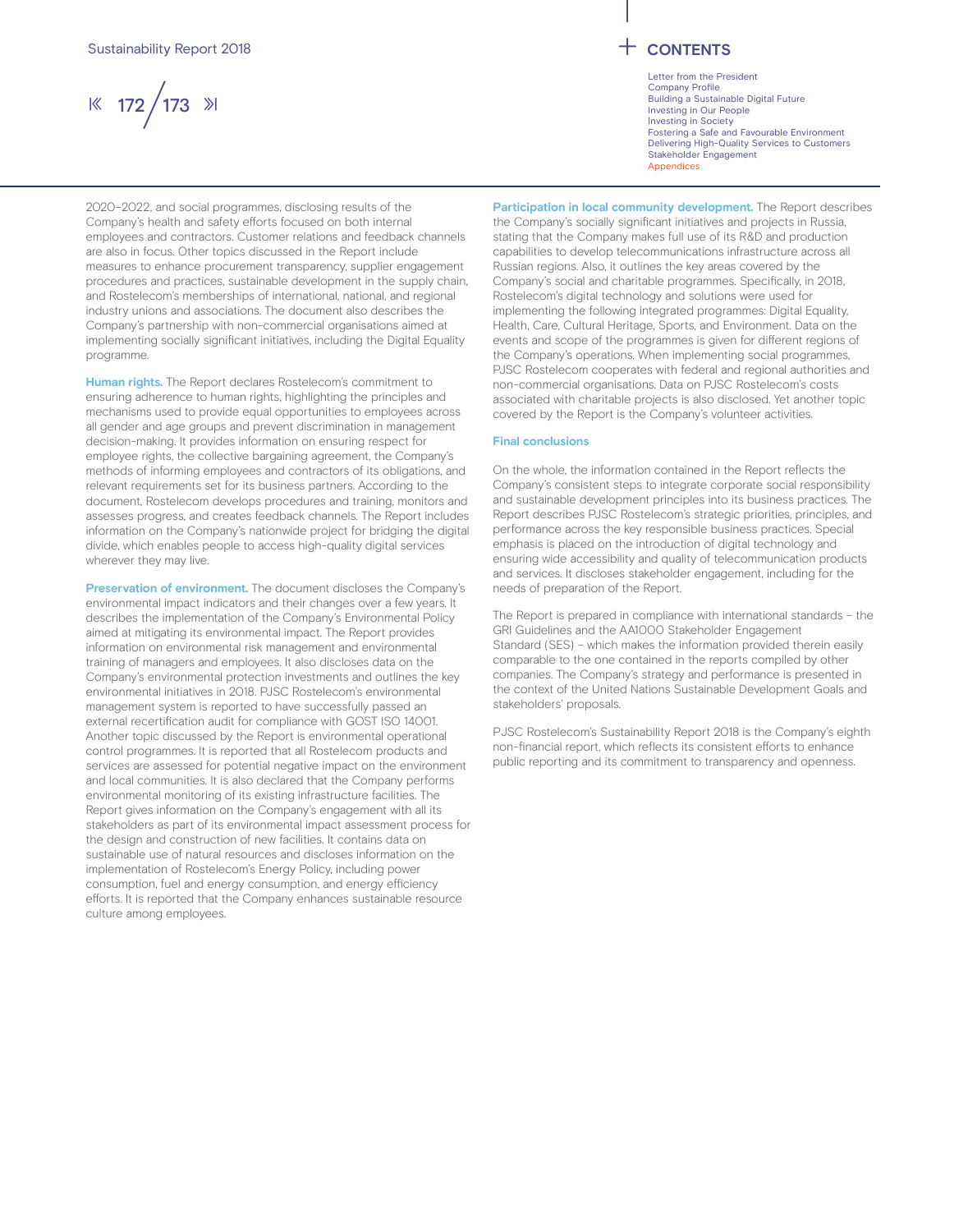2020–2022, and social programmes, disclosing results of the Company's health and safety efforts focused on both internal employees and contractors. Customer relations and feedback channels are also in focus. Other topics discussed in the Report include measures to enhance procurement transparency, supplier engagement procedures and practices, sustainable development in the supply chain, and Rostelecom's memberships of international, national, and regional industry unions and associations. The document also describes the Company's partnership with non-commercial organisations aimed at implementing socially significant initiatives, including the Digital Equality programme.

**Human rights.** The Report declares Rostelecom's commitment to ensuring adherence to human rights, highlighting the principles and mechanisms used to provide equal opportunities to employees across all gender and age groups and prevent discrimination in management decision-making. It provides information on ensuring respect for employee rights, the collective bargaining agreement, the Company's methods of informing employees and contractors of its obligations, and relevant requirements set for its business partners. According to the document, Rostelecom develops procedures and training, monitors and assesses progress, and creates feedback channels. The Report includes information on the Company's nationwide project for bridging the digital divide, which enables people to access high-quality digital services wherever they may live.

**Preservation of environment.** The document discloses the Company's environmental impact indicators and their changes over a few years. It describes the implementation of the Company's Environmental Policy aimed at mitigating its environmental impact. The Report provides information on environmental risk management and environmental training of managers and employees. It also discloses data on the Company's environmental protection investments and outlines the key environmental initiatives in 2018. PJSC Rostelecom's environmental management system is reported to have successfully passed an external recertification audit for compliance with GOST ISO 14001. Another topic discussed by the Report is environmental operational control programmes. It is reported that all Rostelecom products and services are assessed for potential negative impact on the environment and local communities. It is also declared that the Company performs environmental monitoring of its existing infrastructure facilities. The Report gives information on the Company's engagement with all its stakeholders as part of its environmental impact assessment process for the design and construction of new facilities. It contains data on sustainable use of natural resources and discloses information on the implementation of Rostelecom's Energy Policy, including power consumption, fuel and energy consumption, and energy efficiency efforts. It is reported that the Company enhances sustainable resource culture among employees.

**Participation in local community development.** The Report describes the Company's socially significant initiatives and projects in Russia, stating that the Company makes full use of its R&D and production capabilities to develop telecommunications infrastructure across all Russian regions. Also, it outlines the key areas covered by the Company's social and charitable programmes. Specifically, in 2018, Rostelecom's digital technology and solutions were used for implementing the following integrated programmes: Digital Equality, Health, Care, Cultural Heritage, Sports, and Environment. Data on the events and scope of the programmes is given for different regions of the Company's operations. When implementing social programmes, PJSC Rostelecom cooperates with federal and regional authorities and non-commercial organisations. Data on PJSC Rostelecom's costs associated with charitable projects is also disclosed. Yet another topic covered by the Report is the Company's volunteer activities.

**Final conclusions**

On the whole, the information contained in the Report reflects the Company's consistent steps to integrate corporate social responsibility and sustainable development principles into its business practices. The Report describes PJSC Rostelecom's strategic priorities, principles, and performance across the key responsible business practices. Special emphasis is placed on the introduction of digital technology and ensuring wide accessibility and quality of telecommunication products and services. It discloses stakeholder engagement, including for the needs of preparation of the Report.

The Report is prepared in compliance with international standards – the GRI Guidelines and the AA1000 Stakeholder Engagement Standard (SES) – which makes the information provided therein easily comparable to the one contained in the reports compiled by other companies. The Company's strategy and performance is presented in the context of the United Nations Sustainable Development Goals and stakeholders' proposals.

PJSC Rostelecom's Sustainability Report 2018 is the Company's eighth non-financial report, which reflects its consistent efforts to enhance public reporting and its commitment to transparency and openness.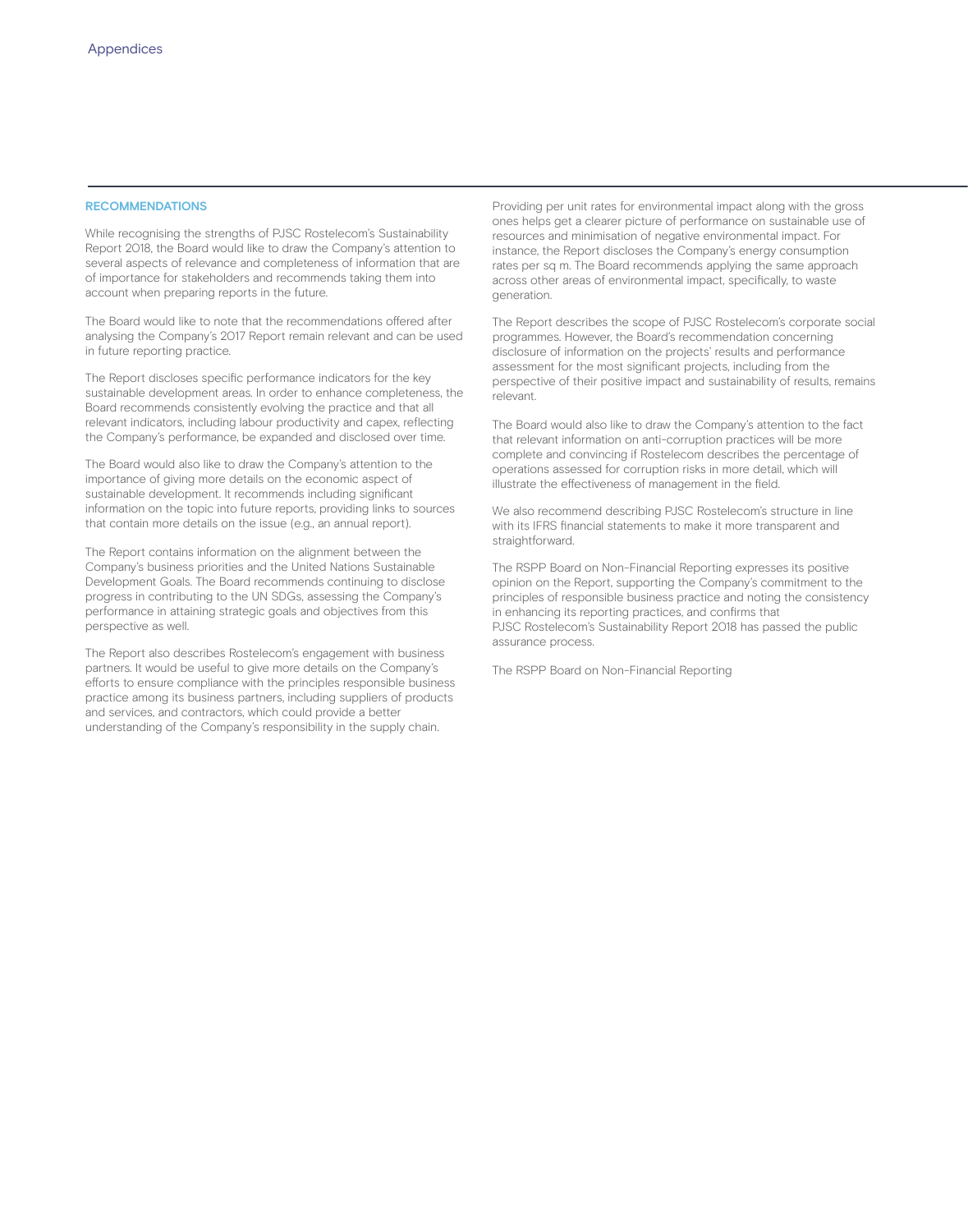## RECOMMENDATIONS

While recognising the strengths of PJSC Rostelecom's Sustainability Report 2018, the Board would like to draw the Company's attention to several aspects of relevance and completeness of information that are of importance for stakeholders and recommends taking them into account when preparing reports in the future.

The Board would like to note that the recommendations offered after analysing the Company's 2017 Report remain relevant and can be used in future reporting practice.

The Report discloses specific performance indicators for the key sustainable development areas. In order to enhance completeness, the Board recommends consistently evolving the practice and that all relevant indicators, including labour productivity and capex, reflecting the Company's performance, be expanded and disclosed over time.

The Board would also like to draw the Company's attention to the importance of giving more details on the economic aspect of sustainable development. It recommends including significant information on the topic into future reports, providing links to sources that contain more details on the issue (e.g., an annual report).

The Report contains information on the alignment between the Company's business priorities and the United Nations Sustainable Development Goals. The Board recommends continuing to disclose progress in contributing to the UN SDGs, assessing the Company's performance in attaining strategic goals and objectives from this perspective as well.

The Report also describes Rostelecom's engagement with business partners. It would be useful to give more details on the Company's efforts to ensure compliance with the principles responsible business practice among its business partners, including suppliers of products and services, and contractors, which could provide a better understanding of the Company's responsibility in the supply chain.

Providing per unit rates for environmental impact along with the gross ones helps get a clearer picture of performance on sustainable use of resources and minimisation of negative environmental impact. For instance, the Report discloses the Company's energy consumption rates per sq m. The Board recommends applying the same approach across other areas of environmental impact, specifically, to waste generation.

The Report describes the scope of PJSC Rostelecom's corporate social programmes. However, the Board's recommendation concerning disclosure of information on the projects' results and performance assessment for the most significant projects, including from the perspective of their positive impact and sustainability of results, remains relevant.

The Board would also like to draw the Company's attention to the fact that relevant information on anti-corruption practices will be more complete and convincing if Rostelecom describes the percentage of operations assessed for corruption risks in more detail, which will illustrate the effectiveness of management in the field.

We also recommend describing PJSC Rostelecom's structure in line with its IFRS financial statements to make it more transparent and straightforward.

The RSPP Board on Non-Financial Reporting expresses its positive opinion on the Report, supporting the Company's commitment to the principles of responsible business practice and noting the consistency in enhancing its reporting practices, and confirms that PJSC Rostelecom's Sustainability Report 2018 has passed the public assurance process.

The RSPP Board on Non-Financial Reporting